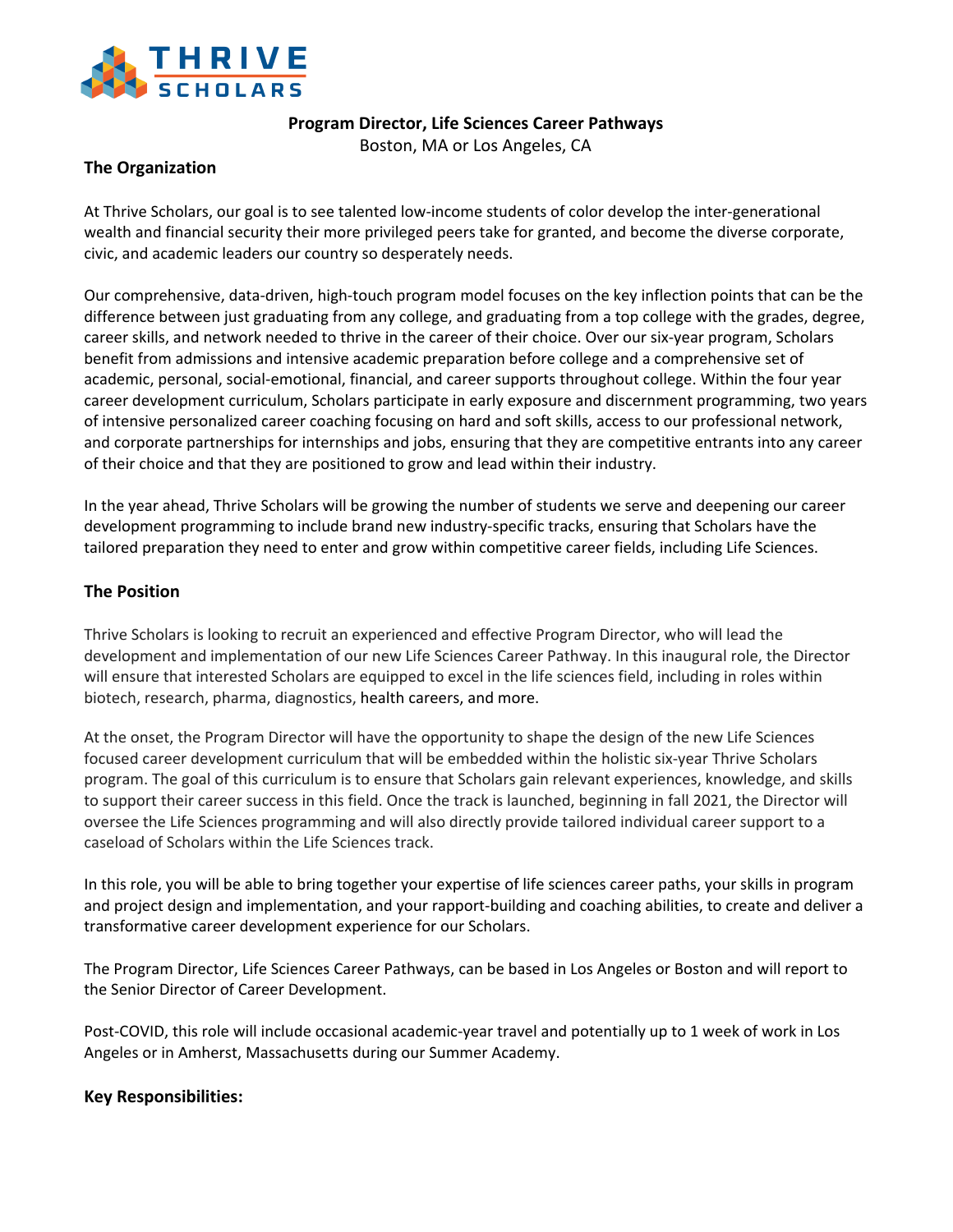THRIVE SCHOLARS

**Program Director, Life Sciences Career Pathways**

Boston, MA or Los Angeles, CA

## The Organization

At Thrive Scholars, our goal is to see talented low-income students of color develop the inter-generational wealth and financial security their more privileged peers take for granted, and become the diverse corporate, civic, and academic leaders our country so desperately needs.

Our comprehensive, data-driven, high-touch program model focuses on the key inflection points that can be the difference between just graduating from any college, and graduating from a top college with the grades, degree, career skills, and network needed to thrive in the career of their choice. Over our six-year program, Scholars benefit from admissions and intensive academic preparation before college and a comprehensive set of academic, personal, social-emotional, financial, and career supports throughout college. Within the four year career development curriculum, Scholars participate in early exposure and discernment programming, two years of intensive personalized career coaching focusing on hard and soft skills, access to our professional network, and corporate partnerships for internships and jobs, ensuring that they are competitive entrants into any career of their choice and that they are positioned to grow and lead within their industry.

In the year ahead, Thrive Scholars will be growing the number of students we serve and deepening our career development programming to include brand new industry-specific tracks, ensuring that Scholars have the tailored preparation they need to enter and grow within competitive career fields, including Life Sciences.

## The Position

Thrive Scholars is looking to recruit an experienced and effective Program Director, who will lead the development and implementation of our new Life Sciences Career Pathway. In this inaugural role, the Director will ensure that interested Scholars are equipped to excel in the life sciences field, including in roles within biotech, research, pharma, diagnostics, health careers, and more.

At the onset, the Program Director will have the opportunity to shape the design of the new Life Sciences focused career development curriculum that will be embedded within the holistic six-year Thrive Scholars program. The goal of this curriculum is to ensure that Scholars gain relevant experiences, knowledge, and skills to support their career success in this field. Once the track is launched, beginning in fall 2021, the Director will oversee the Life Sciences programming and will also directly provide tailored individual career support to a caseload of Scholars within the Life Sciences track.

In this role, you will be able to bring together your expertise of life sciences career paths, your skills in program and project design and implementation, and your rapport-building and coaching abilities, to create and deliver a transformative career development experience for our Scholars.

The Program Director, Life Sciences Career Pathways, can be based in Los Angeles or Boston and will report to the Senior Director of Career Development.

Post-COVID, this role will include occasional academic-year travel and potentially up to 1 week of work in Los Angeles or in Amherst, Massachusetts during our Summer Academy.

## Key Responsibilities: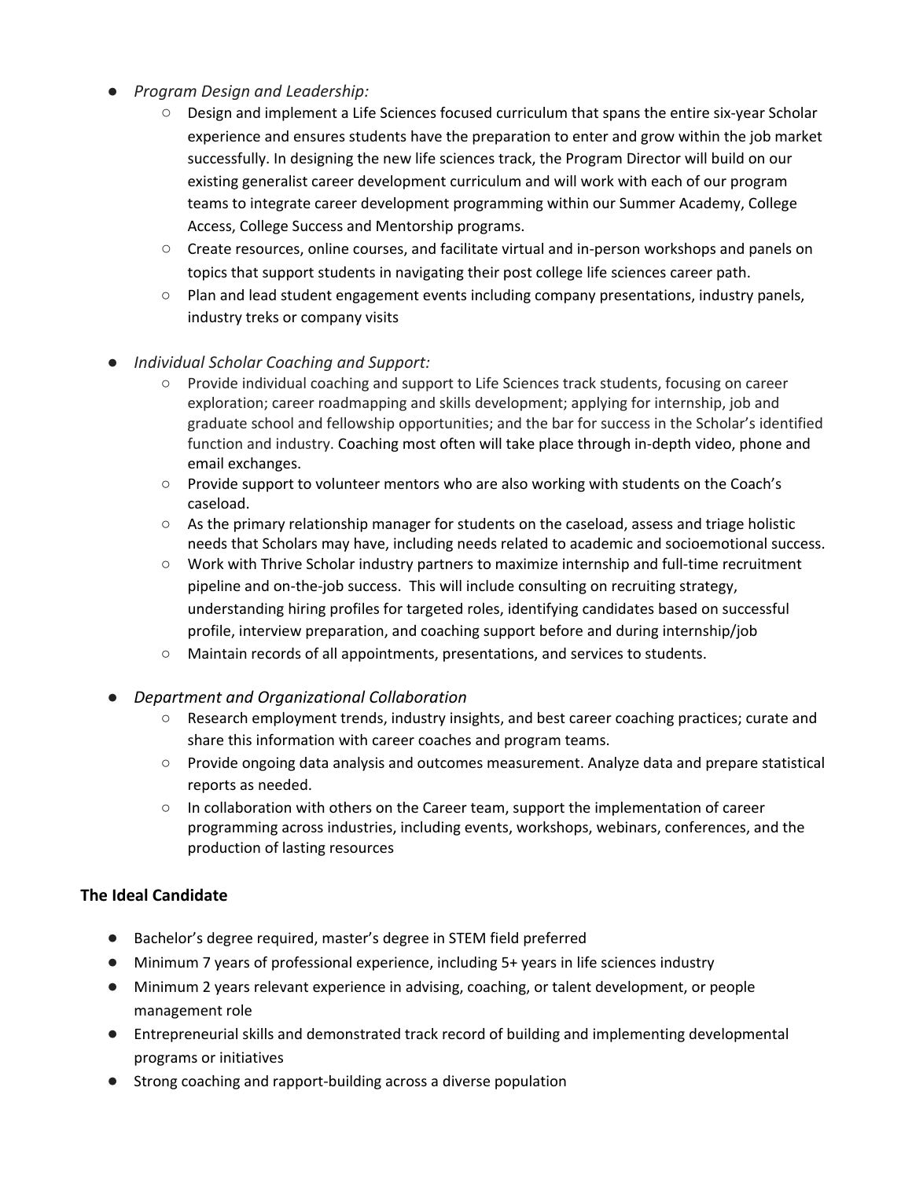- *Program Design and Leadership:*
  - Design and implement a Life Sciences focused curriculum that spans the entire six-year Scholar experience and ensures students have the preparation to enter and grow within the job market successfully. In designing the new life sciences track, the Program Director will build on our existing generalist career development curriculum and will work with each of our program teams to integrate career development programming within our Summer Academy, College Access, College Success and Mentorship programs.
  - Create resources, online courses, and facilitate virtual and in-person workshops and panels on topics that support students in navigating their post college life sciences career path.
  - Plan and lead student engagement events including company presentations, industry panels, industry treks or company visits

- *Individual Scholar Coaching and Support:*
  - Provide individual coaching and support to Life Sciences track students, focusing on career exploration; career roadmapping and skills development; applying for internship, job and graduate school and fellowship opportunities; and the bar for success in the Scholar's identified function and industry. Coaching most often will take place through in-depth video, phone and email exchanges.
  - Provide support to volunteer mentors who are also working with students on the Coach's caseload.
  - As the primary relationship manager for students on the caseload, assess and triage holistic needs that Scholars may have, including needs related to academic and socioemotional success.
  - Work with Thrive Scholar industry partners to maximize internship and full-time recruitment pipeline and on-the-job success. This will include consulting on recruiting strategy, understanding hiring profiles for targeted roles, identifying candidates based on successful profile, interview preparation, and coaching support before and during internship/job
  - Maintain records of all appointments, presentations, and services to students.

- *Department and Organizational Collaboration*
  - Research employment trends, industry insights, and best career coaching practices; curate and share this information with career coaches and program teams.
  - Provide ongoing data analysis and outcomes measurement. Analyze data and prepare statistical reports as needed.
  - In collaboration with others on the Career team, support the implementation of career programming across industries, including events, workshops, webinars, conferences, and the production of lasting resources

**The Ideal Candidate**

- Bachelor's degree required, master's degree in STEM field preferred
- Minimum 7 years of professional experience, including 5+ years in life sciences industry
- Minimum 2 years relevant experience in advising, coaching, or talent development, or people management role
- Entrepreneurial skills and demonstrated track record of building and implementing developmental programs or initiatives
- Strong coaching and rapport-building across a diverse population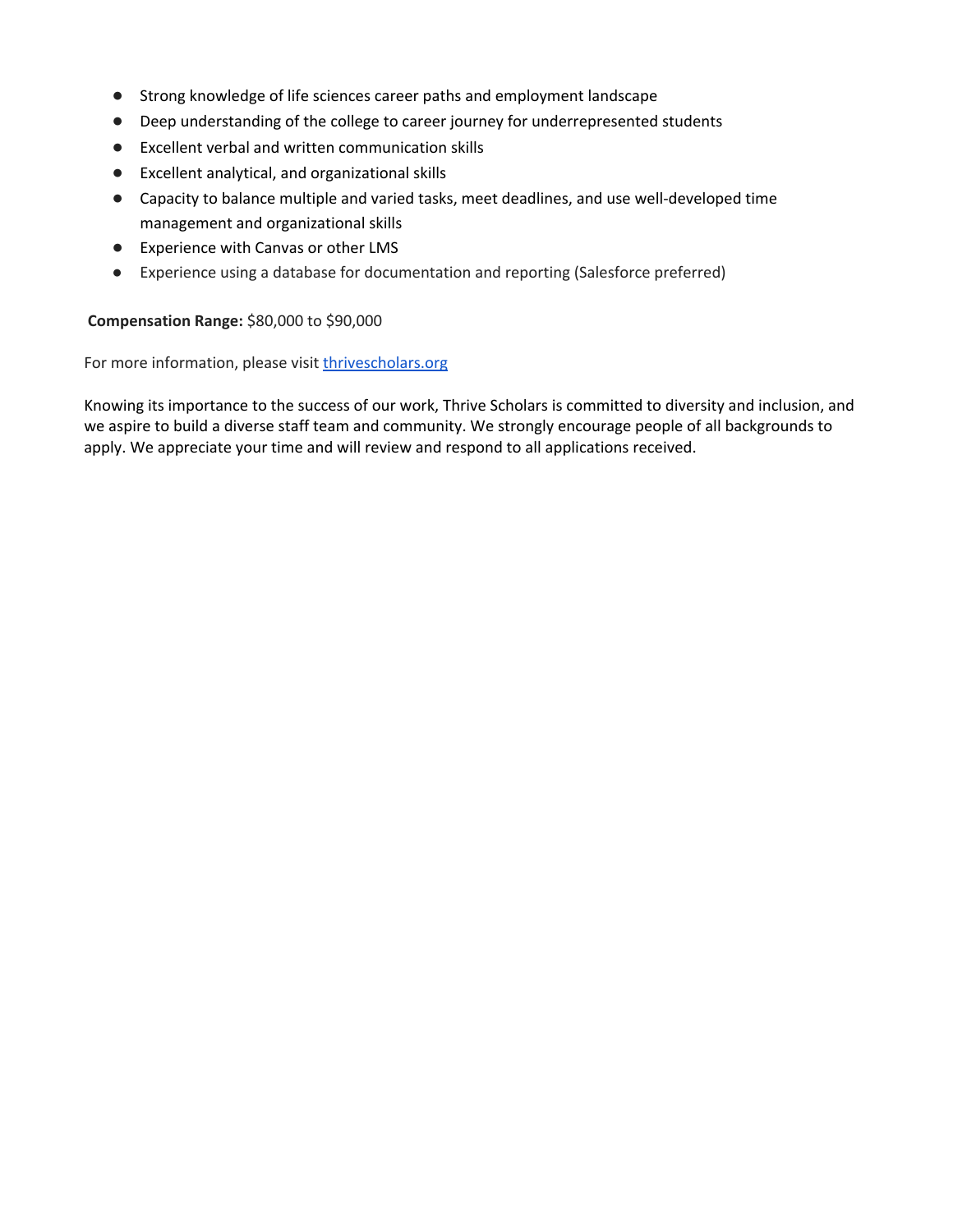- Strong knowledge of life sciences career paths and employment landscape
- Deep understanding of the college to career journey for underrepresented students
- Excellent verbal and written communication skills
- Excellent analytical, and organizational skills
- Capacity to balance multiple and varied tasks, meet deadlines, and use well-developed time management and organizational skills
- Experience with Canvas or other LMS
- Experience using a database for documentation and reporting (Salesforce preferred)

**Compensation Range:** $80,000 to $90,000

For more information, please visit [thrivescholars.org](thrivescholars.org)

Knowing its importance to the success of our work, Thrive Scholars is committed to diversity and inclusion, and we aspire to build a diverse staff team and community. We strongly encourage people of all backgrounds to apply. We appreciate your time and will review and respond to all applications received.